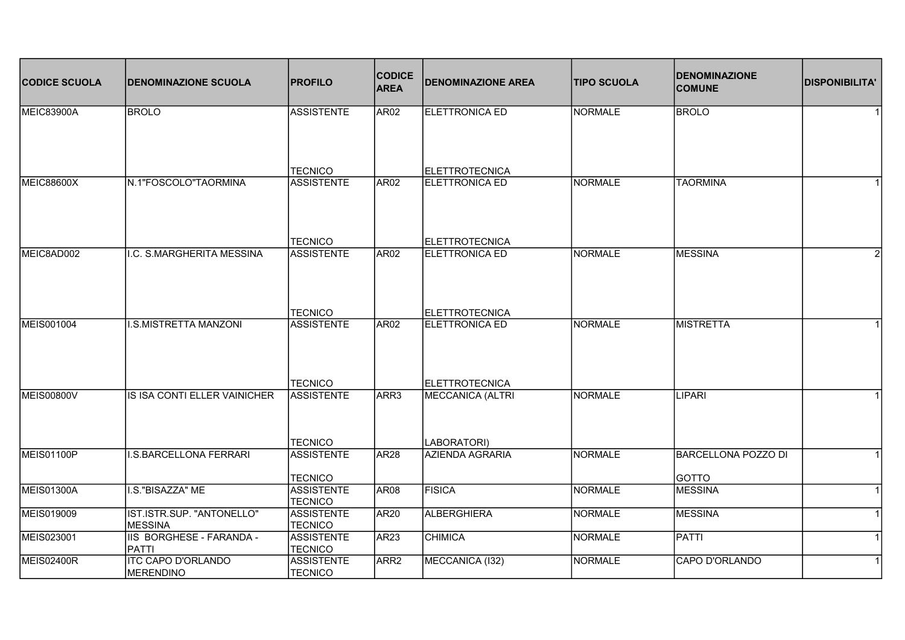| CODICE SCUOLA | DENOMINAZIONE SCUOLA | PROFILO | CODICE AREA | DENOMINAZIONE AREA | TIPO SCUOLA | DENOMINAZIONE COMUNE | DISPONIBILITA' |
|---|---|---|---|---|---|---|---|
| MEIC83900A | BROLO | ASSISTENTE TECNICO | AR02 | ELETTRONICA ED ELETTROTECNICA | NORMALE | BROLO | 1 |
| MEIC88600X | N.1"FOSCOLO"TAORMINA | ASSISTENTE TECNICO | AR02 | ELETTRONICA ED ELETTROTECNICA | NORMALE | TAORMINA | 1 |
| MEIC8AD002 | I.C. S.MARGHERITA MESSINA | ASSISTENTE TECNICO | AR02 | ELETTRONICA ED ELETTROTECNICA | NORMALE | MESSINA | 2 |
| MEIS001004 | I.S.MISTRETTA MANZONI | ASSISTENTE TECNICO | AR02 | ELETTRONICA ED ELETTROTECNICA | NORMALE | MISTRETTA | 1 |
| MEIS00800V | IS ISA CONTI ELLER VAINICHER | ASSISTENTE TECNICO | ARR3 | MECCANICA (ALTRI LABORATORI) | NORMALE | LIPARI | 1 |
| MEIS01100P | I.S.BARCELLONA FERRARI | ASSISTENTE TECNICO | AR28 | AZIENDA AGRARIA | NORMALE | BARCELLONA POZZO DI GOTTO | 1 |
| MEIS01300A | I.S."BISAZZA" ME | ASSISTENTE TECNICO | AR08 | FISICA | NORMALE | MESSINA | 1 |
| MEIS019009 | IST.ISTR.SUP. "ANTONELLO" MESSINA | ASSISTENTE TECNICO | AR20 | ALBERGHIERA | NORMALE | MESSINA | 1 |
| MEIS023001 | IIS BORGHESE - FARANDA - PATTI | ASSISTENTE TECNICO | AR23 | CHIMICA | NORMALE | PATTI | 1 |
| MEIS02400R | ITC CAPO D'ORLANDO MERENDINO | ASSISTENTE TECNICO | ARR2 | MECCANICA (I32) | NORMALE | CAPO D'ORLANDO | 1 |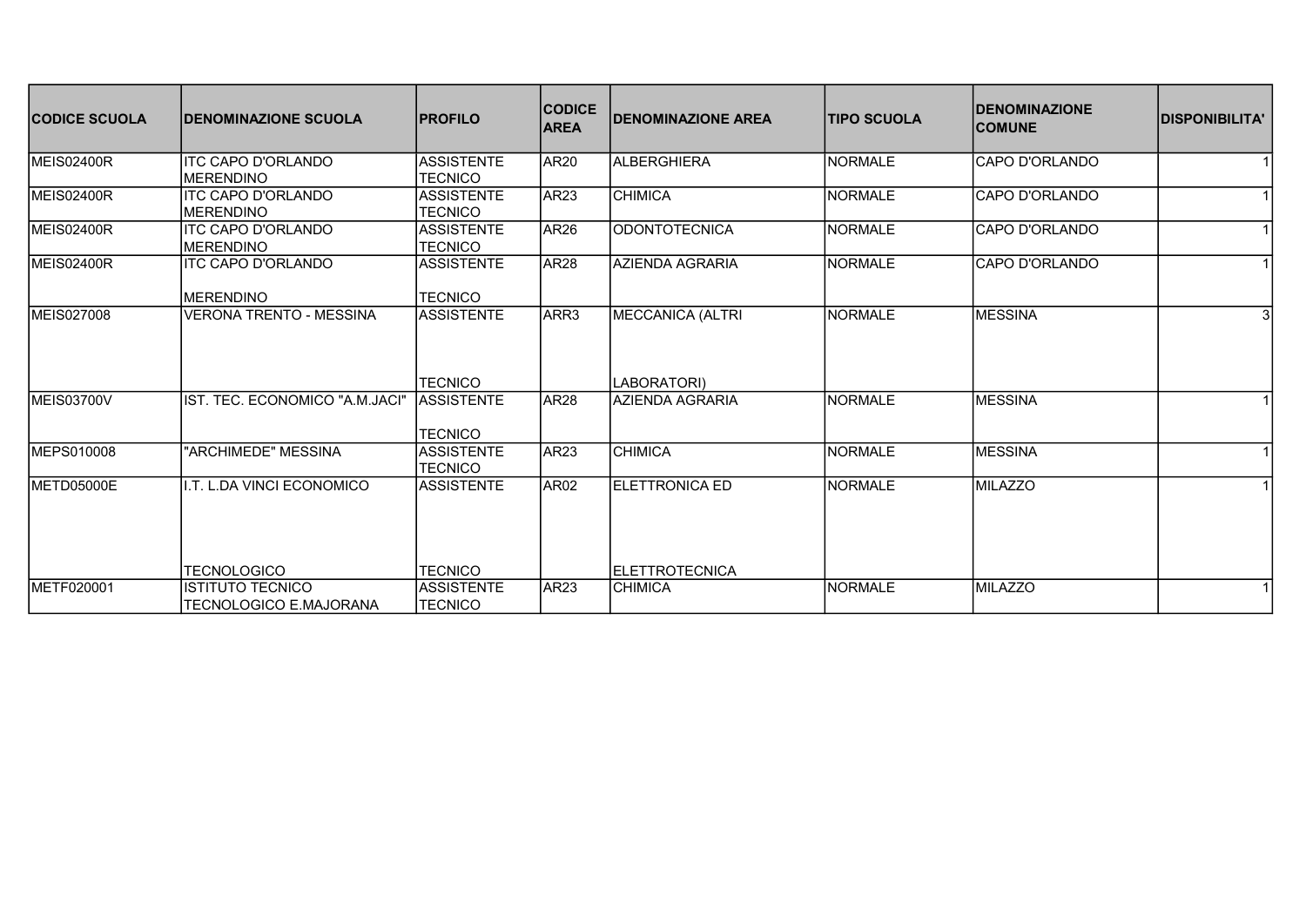| CODICE SCUOLA | DENOMINAZIONE SCUOLA | PROFILO | CODICE AREA | DENOMINAZIONE AREA | TIPO SCUOLA | DENOMINAZIONE COMUNE | DISPONIBILITA' |
|---|---|---|---|---|---|---|---|
| MEIS02400R | ITC CAPO D'ORLANDO MERENDINO | ASSISTENTE TECNICO | AR20 | ALBERGHIERA | NORMALE | CAPO D'ORLANDO | 1 |
| MEIS02400R | ITC CAPO D'ORLANDO MERENDINO | ASSISTENTE TECNICO | AR23 | CHIMICA | NORMALE | CAPO D'ORLANDO | 1 |
| MEIS02400R | ITC CAPO D'ORLANDO MERENDINO | ASSISTENTE TECNICO | AR26 | ODONTOTECNICA | NORMALE | CAPO D'ORLANDO | 1 |
| MEIS02400R | ITC CAPO D'ORLANDO MERENDINO | ASSISTENTE TECNICO | AR28 | AZIENDA AGRARIA | NORMALE | CAPO D'ORLANDO | 1 |
| MEIS027008 | VERONA TRENTO - MESSINA | ASSISTENTE TECNICO | ARR3 | MECCANICA (ALTRI LABORATORI) | NORMALE | MESSINA | 3 |
| MEIS03700V | IST. TEC. ECONOMICO "A.M.JACI" | ASSISTENTE TECNICO | AR28 | AZIENDA AGRARIA | NORMALE | MESSINA | 1 |
| MEPS010008 | "ARCHIMEDE" MESSINA | ASSISTENTE TECNICO | AR23 | CHIMICA | NORMALE | MESSINA | 1 |
| METD05000E | I.T. L.DA VINCI ECONOMICO TECNOLOGICO | ASSISTENTE TECNICO | AR02 | ELETTRONICA ED ELETTROTECNICA | NORMALE | MILAZZO | 1 |
| METF020001 | ISTITUTO TECNICO TECNOLOGICO E.MAJORANA | ASSISTENTE TECNICO | AR23 | CHIMICA | NORMALE | MILAZZO | 1 |